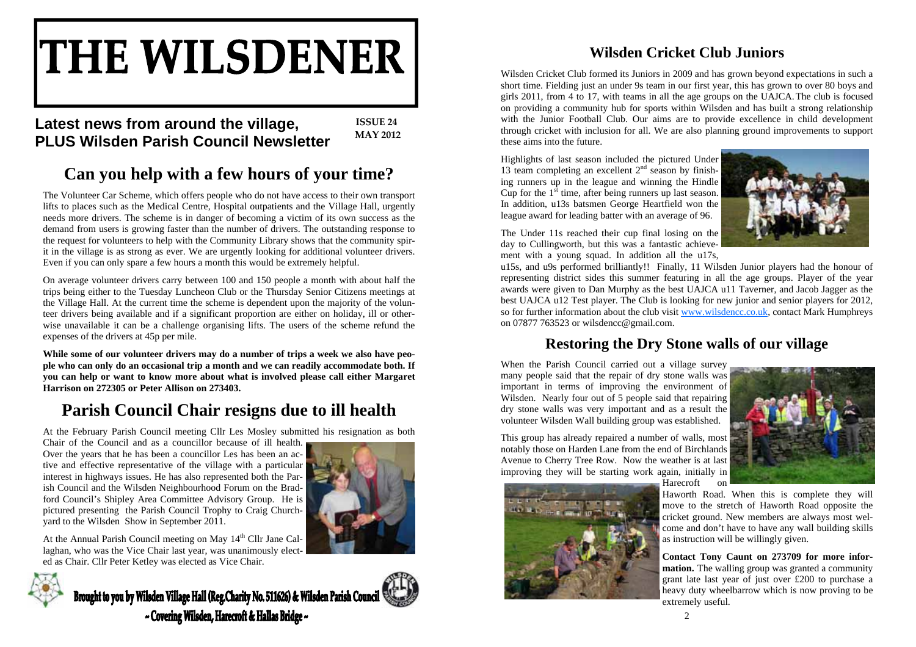# THE WILSDENER

**Latest news from around the village, PLUS Wilsden Parish Council Newsletter**

**ISSUE 24**
**MAY 2012**

## Can you help with a few hours of your time?

The Volunteer Car Scheme, which offers people who do not have access to their own transport lifts to places such as the Medical Centre, Hospital outpatients and the Village Hall, urgently needs more drivers. The scheme is in danger of becoming a victim of its own success as the demand from users is growing faster than the number of drivers. The outstanding response to the request for volunteers to help with the Community Library shows that the community spirit in the village is as strong as ever. We are urgently looking for additional volunteer drivers. Even if you can only spare a few hours a month this would be extremely helpful.

On average volunteer drivers carry between 100 and 150 people a month with about half the trips being either to the Tuesday Luncheon Club or the Thursday Senior Citizens meetings at the Village Hall. At the current time the scheme is dependent upon the majority of the volunteer drivers being available and if a significant proportion are either on holiday, ill or otherwise unavailable it can be a challenge organising lifts. The users of the scheme refund the expenses of the drivers at 45p per mile.

**While some of our volunteer drivers may do a number of trips a week we also have people who can only do an occasional trip a month and we can readily accommodate both. If you can help or want to know more about what is involved please call either Margaret Harrison on 272305 or Peter Allison on 273403.**

## Parish Council Chair resigns due to ill health

At the February Parish Council meeting Cllr Les Mosley submitted his resignation as both Chair of the Council and as a councillor because of ill health. Over the years that he has been a councillor Les has been an active and effective representative of the village with a particular interest in highways issues. He has also represented both the Parish Council and the Wilsden Neighbourhood Forum on the Bradford Council's Shipley Area Committee Advisory Group. He is pictured presenting the Parish Council Trophy to Craig Churchyard to the Wilsden Show in September 2011.

At the Annual Parish Council meeting on May 14th Cllr Jane Callaghan, who was the Vice Chair last year, was unanimously elected as Chair. Cllr Peter Ketley was elected as Vice Chair.

Brought to you by Wilsden Village Hall (Reg.Charity No. 511626) & Wilsden Parish Council
~ Covering Wilsden, Harecroft & Hallas Bridge ~

## Wilsden Cricket Club Juniors

Wilsden Cricket Club formed its Juniors in 2009 and has grown beyond expectations in such a short time. Fielding just an under 9s team in our first year, this has grown to over 80 boys and girls 2011, from 4 to 17, with teams in all the age groups on the UAJCA. The club is focused on providing a community hub for sports within Wilsden and has built a strong relationship with the Junior Football Club. Our aims are to provide excellence in child development through cricket with inclusion for all. We are also planning ground improvements to support these aims into the future.

Highlights of last season included the pictured Under 13 team completing an excellent 2nd season by finishing runners up in the league and winning the Hindle Cup for the 1st time, after being runners up last season. In addition, u13s batsmen George Heartfield won the league award for leading batter with an average of 96.

The Under 11s reached their cup final losing on the day to Cullingworth, but this was a fantastic achievement with a young squad. In addition all the u17s, u15s, and u9s performed brilliantly!! Finally, 11 Wilsden Junior players had the honour of representing district sides this summer featuring in all the age groups. Player of the year awards were given to Dan Murphy as the best UAJCA u11 Taverner, and Jacob Jagger as the best UAJCA u12 Test player. The Club is looking for new junior and senior players for 2012, so for further information about the club visit www.wilsdencc.co.uk, contact Mark Humphreys on 07877 763523 or wilsdencc@gmail.com.

## Restoring the Dry Stone walls of our village

When the Parish Council carried out a village survey many people said that the repair of dry stone walls was important in terms of improving the environment of Wilsden. Nearly four out of 5 people said that repairing dry stone walls was very important and as a result the volunteer Wilsden Wall building group was established.

This group has already repaired a number of walls, most notably those on Harden Lane from the end of Birchlands Avenue to Cherry Tree Row. Now the weather is at last improving they will be starting work again, initially in Harecroft on Haworth Road. When this is complete they will move to the stretch of Haworth Road opposite the cricket ground. New members are always most welcome and don't have to have any wall building skills as instruction will be willingly given.

**Contact Tony Caunt on 273709 for more information.** The walling group was granted a community grant late last year of just over £200 to purchase a heavy duty wheelbarrow which is now proving to be extremely useful.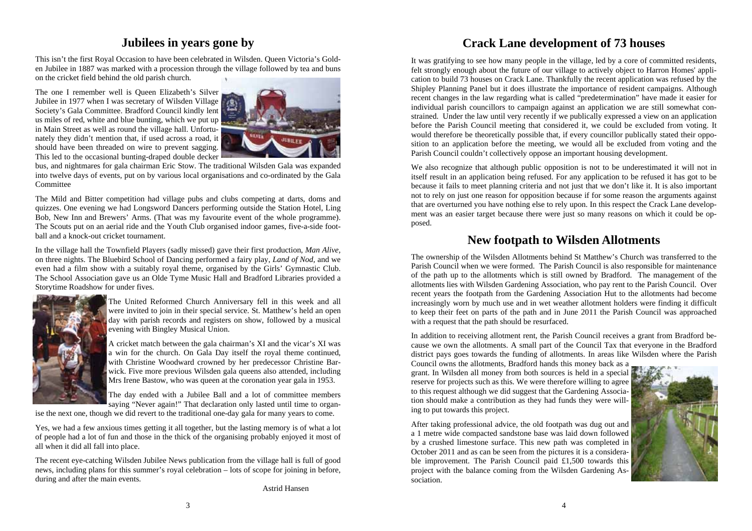## Jubilees in years gone by

This isn't the first Royal Occasion to have been celebrated in Wilsden. Queen Victoria's Golden Jubilee in 1887 was marked with a procession through the village followed by tea and buns on the cricket field behind the old parish church.

The one I remember well is Queen Elizabeth's Silver Jubilee in 1977 when I was secretary of Wilsden Village Society's Gala Committee. Bradford Council kindly lent us miles of red, white and blue bunting, which we put up in Main Street as well as round the village hall. Unfortunately they didn't mention that, if used across a road, it should have been threaded on wire to prevent sagging. This led to the occasional bunting-draped double decker bus, and nightmares for gala chairman Eric Stow. The traditional Wilsden Gala was expanded into twelve days of events, put on by various local organisations and co-ordinated by the Gala Committee

The Mild and Bitter competition had village pubs and clubs competing at darts, doms and quizzes. One evening we had Longsword Dancers performing outside the Station Hotel, Ling Bob, New Inn and Brewers' Arms. (That was my favourite event of the whole programme). The Scouts put on an aerial ride and the Youth Club organised indoor games, five-a-side football and a knock-out cricket tournament.

In the village hall the Townfield Players (sadly missed) gave their first production, *Man Alive,* on three nights. The Bluebird School of Dancing performed a fairy play, *Land of Nod,* and we even had a film show with a suitably royal theme, organised by the Girls' Gymnastic Club. The School Association gave us an Olde Tyme Music Hall and Bradford Libraries provided a Storytime Roadshow for under fives.

The United Reformed Church Anniversary fell in this week and all were invited to join in their special service. St. Matthew's held an open day with parish records and registers on show, followed by a musical evening with Bingley Musical Union.

A cricket match between the gala chairman's XI and the vicar's XI was a win for the church. On Gala Day itself the royal theme continued, with Christine Woodward crowned by her predecessor Christine Barwick. Five more previous Wilsden gala queens also attended, including Mrs Irene Bastow, who was queen at the coronation year gala in 1953.

The day ended with a Jubilee Ball and a lot of committee members saying "Never again!" That declaration only lasted until time to organise the next one, though we did revert to the traditional one-day gala for many years to come.

Yes, we had a few anxious times getting it all together, but the lasting memory is of what a lot of people had a lot of fun and those in the thick of the organising probably enjoyed it most of all when it did all fall into place.

The recent eye-catching Wilsden Jubilee News publication from the village hall is full of good news, including plans for this summer's royal celebration – lots of scope for joining in before, during and after the main events.

Astrid Hansen

## Crack Lane development of 73 houses

It was gratifying to see how many people in the village, led by a core of committed residents, felt strongly enough about the future of our village to actively object to Harron Homes' application to build 73 houses on Crack Lane. Thankfully the recent application was refused by the Shipley Planning Panel but it does illustrate the importance of resident campaigns. Although recent changes in the law regarding what is called "predetermination" have made it easier for individual parish councillors to campaign against an application we are still somewhat constrained. Under the law until very recently if we publically expressed a view on an application before the Parish Council meeting that considered it, we could be excluded from voting. It would therefore be theoretically possible that, if every councillor publically stated their opposition to an application before the meeting, we would all be excluded from voting and the Parish Council couldn't collectively oppose an important housing development.

We also recognize that although public opposition is not to be underestimated it will not in itself result in an application being refused. For any application to be refused it has got to be because it fails to meet planning criteria and not just that we don't like it. It is also important not to rely on just one reason for opposition because if for some reason the arguments against that are overturned you have nothing else to rely upon. In this respect the Crack Lane development was an easier target because there were just so many reasons on which it could be opposed.

## New footpath to Wilsden Allotments

The ownership of the Wilsden Allotments behind St Matthew's Church was transferred to the Parish Council when we were formed. The Parish Council is also responsible for maintenance of the path up to the allotments which is still owned by Bradford. The management of the allotments lies with Wilsden Gardening Association, who pay rent to the Parish Council. Over recent years the footpath from the Gardening Association Hut to the allotments had become increasingly worn by much use and in wet weather allotment holders were finding it difficult to keep their feet on parts of the path and in June 2011 the Parish Council was approached with a request that the path should be resurfaced.

In addition to receiving allotment rent, the Parish Council receives a grant from Bradford because we own the allotments. A small part of the Council Tax that everyone in the Bradford district pays goes towards the funding of allotments. In areas like Wilsden where the Parish Council owns the allotments, Bradford hands this money back as a grant. In Wilsden all money from both sources is held in a special reserve for projects such as this. We were therefore willing to agree to this request although we did suggest that the Gardening Association should make a contribution as they had funds they were willing to put towards this project.

After taking professional advice, the old footpath was dug out and a 1 metre wide compacted sandstone base was laid down followed by a crushed limestone surface. This new path was completed in October 2011 and as can be seen from the pictures it is a considerable improvement. The Parish Council paid £1,500 towards this project with the balance coming from the Wilsden Gardening Association.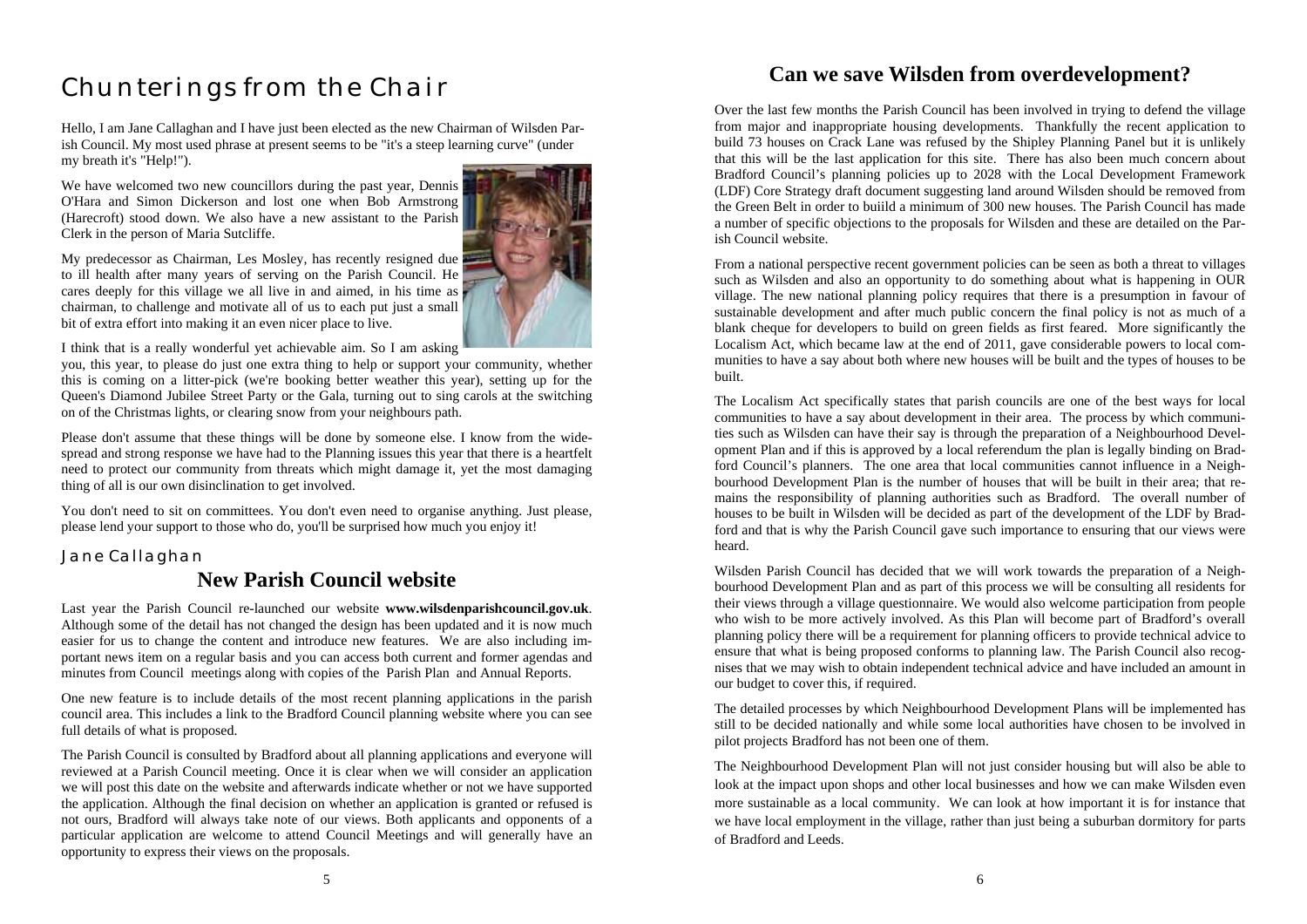# Chunterings from the Chair

Hello, I am Jane Callaghan and I have just been elected as the new Chairman of Wilsden Parish Council. My most used phrase at present seems to be "it's a steep learning curve" (under my breath it's "Help!").

We have welcomed two new councillors during the past year, Dennis O'Hara and Simon Dickerson and lost one when Bob Armstrong (Harecroft) stood down. We also have a new assistant to the Parish Clerk in the person of Maria Sutcliffe.

My predecessor as Chairman, Les Mosley, has recently resigned due to ill health after many years of serving on the Parish Council. He cares deeply for this village we all live in and aimed, in his time as chairman, to challenge and motivate all of us to each put just a small bit of extra effort into making it an even nicer place to live.

I think that is a really wonderful yet achievable aim. So I am asking you, this year, to please do just one extra thing to help or support your community, whether this is coming on a litter-pick (we're booking better weather this year), setting up for the Queen's Diamond Jubilee Street Party or the Gala, turning out to sing carols at the switching on of the Christmas lights, or clearing snow from your neighbours path.

Please don't assume that these things will be done by someone else. I know from the widespread and strong response we have had to the Planning issues this year that there is a heartfelt need to protect our community from threats which might damage it, yet the most damaging thing of all is our own disinclination to get involved.

You don't need to sit on committees. You don't even need to organise anything. Just please, please lend your support to those who do, you'll be surprised how much you enjoy it!

*Jane Callaghan*

## New Parish Council website

Last year the Parish Council re-launched our website **www.wilsdenparishcouncil.gov.uk**. Although some of the detail has not changed the design has been updated and it is now much easier for us to change the content and introduce new features. We are also including important news item on a regular basis and you can access both current and former agendas and minutes from Council meetings along with copies of the Parish Plan and Annual Reports.

One new feature is to include details of the most recent planning applications in the parish council area. This includes a link to the Bradford Council planning website where you can see full details of what is proposed.

The Parish Council is consulted by Bradford about all planning applications and everyone will reviewed at a Parish Council meeting. Once it is clear when we will consider an application we will post this date on the website and afterwards indicate whether or not we have supported the application. Although the final decision on whether an application is granted or refused is not ours, Bradford will always take note of our views. Both applicants and opponents of a particular application are welcome to attend Council Meetings and will generally have an opportunity to express their views on the proposals.

## Can we save Wilsden from overdevelopment?

Over the last few months the Parish Council has been involved in trying to defend the village from major and inappropriate housing developments. Thankfully the recent application to build 73 houses on Crack Lane was refused by the Shipley Planning Panel but it is unlikely that this will be the last application for this site. There has also been much concern about Bradford Council's planning policies up to 2028 with the Local Development Framework (LDF) Core Strategy draft document suggesting land around Wilsden should be removed from the Green Belt in order to buiild a minimum of 300 new houses. The Parish Council has made a number of specific objections to the proposals for Wilsden and these are detailed on the Parish Council website.

From a national perspective recent government policies can be seen as both a threat to villages such as Wilsden and also an opportunity to do something about what is happening in OUR village. The new national planning policy requires that there is a presumption in favour of sustainable development and after much public concern the final policy is not as much of a blank cheque for developers to build on green fields as first feared. More significantly the Localism Act, which became law at the end of 2011, gave considerable powers to local communities to have a say about both where new houses will be built and the types of houses to be built.

The Localism Act specifically states that parish councils are one of the best ways for local communities to have a say about development in their area. The process by which communities such as Wilsden can have their say is through the preparation of a Neighbourhood Development Plan and if this is approved by a local referendum the plan is legally binding on Bradford Council's planners. The one area that local communities cannot influence in a Neighbourhood Development Plan is the number of houses that will be built in their area; that remains the responsibility of planning authorities such as Bradford. The overall number of houses to be built in Wilsden will be decided as part of the development of the LDF by Bradford and that is why the Parish Council gave such importance to ensuring that our views were heard.

Wilsden Parish Council has decided that we will work towards the preparation of a Neighbourhood Development Plan and as part of this process we will be consulting all residents for their views through a village questionnaire. We would also welcome participation from people who wish to be more actively involved. As this Plan will become part of Bradford's overall planning policy there will be a requirement for planning officers to provide technical advice to ensure that what is being proposed conforms to planning law. The Parish Council also recognises that we may wish to obtain independent technical advice and have included an amount in our budget to cover this, if required.

The detailed processes by which Neighbourhood Development Plans will be implemented has still to be decided nationally and while some local authorities have chosen to be involved in pilot projects Bradford has not been one of them.

The Neighbourhood Development Plan will not just consider housing but will also be able to look at the impact upon shops and other local businesses and how we can make Wilsden even more sustainable as a local community. We can look at how important it is for instance that we have local employment in the village, rather than just being a suburban dormitory for parts of Bradford and Leeds.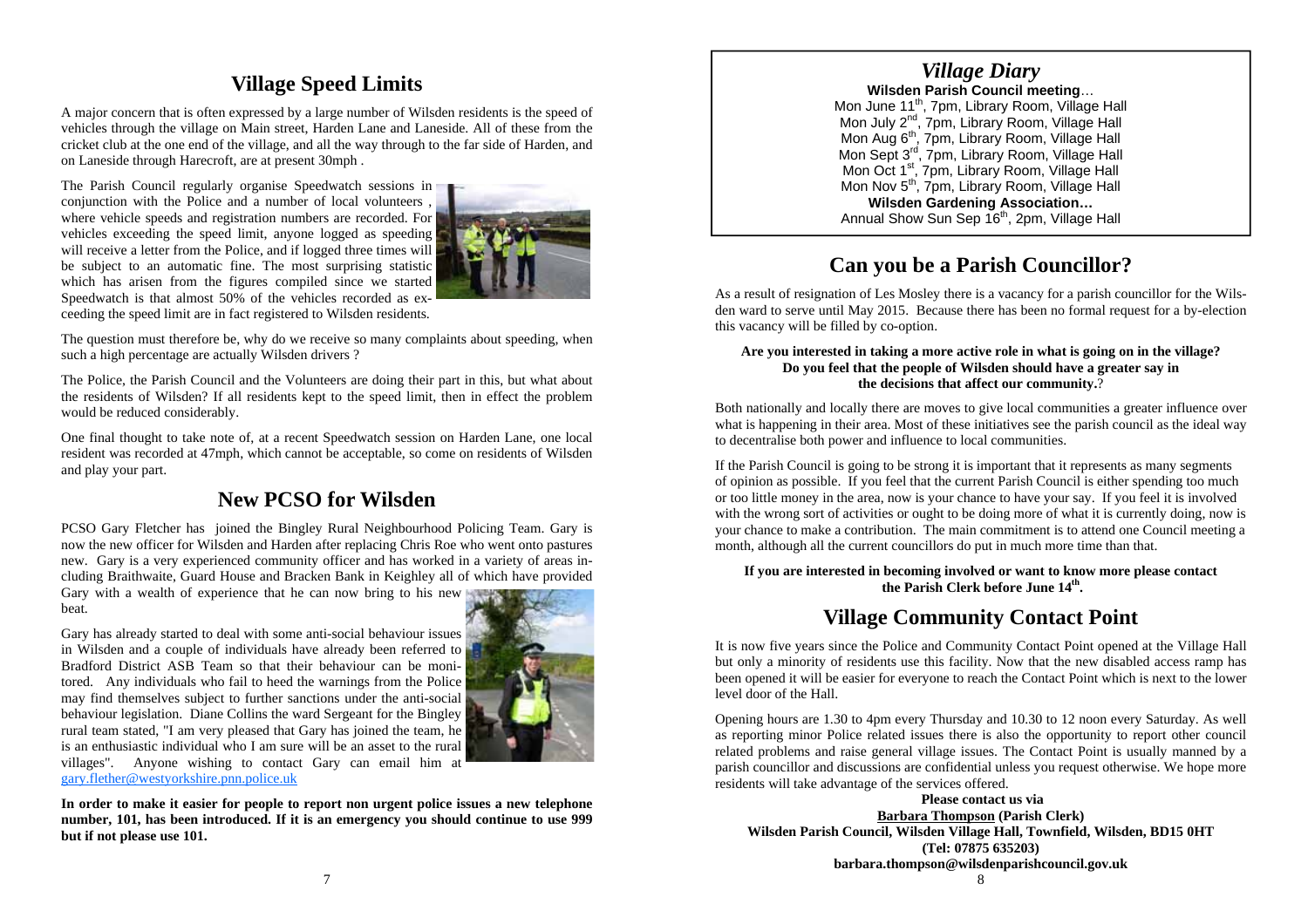## Village Speed Limits

A major concern that is often expressed by a large number of Wilsden residents is the speed of vehicles through the village on Main street, Harden Lane and Laneside. All of these from the cricket club at the one end of the village, and all the way through to the far side of Harden, and on Laneside through Harecroft, are at present 30mph .

The Parish Council regularly organise Speedwatch sessions in conjunction with the Police and a number of local volunteers , where vehicle speeds and registration numbers are recorded. For vehicles exceeding the speed limit, anyone logged as speeding will receive a letter from the Police, and if logged three times will be subject to an automatic fine. The most surprising statistic which has arisen from the figures compiled since we started Speedwatch is that almost 50% of the vehicles recorded as exceeding the speed limit are in fact registered to Wilsden residents.

The question must therefore be, why do we receive so many complaints about speeding, when such a high percentage are actually Wilsden drivers ?

The Police, the Parish Council and the Volunteers are doing their part in this, but what about the residents of Wilsden? If all residents kept to the speed limit, then in effect the problem would be reduced considerably.

One final thought to take note of, at a recent Speedwatch session on Harden Lane, one local resident was recorded at 47mph, which cannot be acceptable, so come on residents of Wilsden and play your part.

## New PCSO for Wilsden

PCSO Gary Fletcher has joined the Bingley Rural Neighbourhood Policing Team. Gary is now the new officer for Wilsden and Harden after replacing Chris Roe who went onto pastures new. Gary is a very experienced community officer and has worked in a variety of areas including Braithwaite, Guard House and Bracken Bank in Keighley all of which have provided Gary with a wealth of experience that he can now bring to his new beat.

Gary has already started to deal with some anti-social behaviour issues in Wilsden and a couple of individuals have already been referred to Bradford District ASB Team so that their behaviour can be monitored. Any individuals who fail to heed the warnings from the Police may find themselves subject to further sanctions under the anti-social behaviour legislation. Diane Collins the ward Sergeant for the Bingley rural team stated, "I am very pleased that Gary has joined the team, he is an enthusiastic individual who I am sure will be an asset to the rural villages". Anyone wishing to contact Gary can email him at gary.flether@westyorkshire.pnn.police.uk

**In order to make it easier for people to report non urgent police issues a new telephone number, 101, has been introduced. If it is an emergency you should continue to use 999 but if not please use 101.**

## *Village Diary*

**Wilsden Parish Council meeting**…
Mon June 11th, 7pm, Library Room, Village Hall
Mon July 2nd, 7pm, Library Room, Village Hall
Mon Aug 6th, 7pm, Library Room, Village Hall
Mon Sept 3rd, 7pm, Library Room, Village Hall
Mon Oct 1st, 7pm, Library Room, Village Hall
Mon Nov 5th, 7pm, Library Room, Village Hall
**Wilsden Gardening Association…**
Annual Show Sun Sep 16th, 2pm, Village Hall

## Can you be a Parish Councillor?

As a result of resignation of Les Mosley there is a vacancy for a parish councillor for the Wilsden ward to serve until May 2015. Because there has been no formal request for a by-election this vacancy will be filled by co-option.

**Are you interested in taking a more active role in what is going on in the village? Do you feel that the people of Wilsden should have a greater say in the decisions that affect our community.**?

Both nationally and locally there are moves to give local communities a greater influence over what is happening in their area. Most of these initiatives see the parish council as the ideal way to decentralise both power and influence to local communities.

If the Parish Council is going to be strong it is important that it represents as many segments of opinion as possible. If you feel that the current Parish Council is either spending too much or too little money in the area, now is your chance to have your say. If you feel it is involved with the wrong sort of activities or ought to be doing more of what it is currently doing, now is your chance to make a contribution. The main commitment is to attend one Council meeting a month, although all the current councillors do put in much more time than that.

**If you are interested in becoming involved or want to know more please contact the Parish Clerk before June 14th.**

## Village Community Contact Point

It is now five years since the Police and Community Contact Point opened at the Village Hall but only a minority of residents use this facility. Now that the new disabled access ramp has been opened it will be easier for everyone to reach the Contact Point which is next to the lower level door of the Hall.

Opening hours are 1.30 to 4pm every Thursday and 10.30 to 12 noon every Saturday. As well as reporting minor Police related issues there is also the opportunity to report other council related problems and raise general village issues. The Contact Point is usually manned by a parish councillor and discussions are confidential unless you request otherwise. We hope more residents will take advantage of the services offered.

**Please contact us via**
**Barbara Thompson (Parish Clerk)**
**Wilsden Parish Council, Wilsden Village Hall, Townfield, Wilsden, BD15 0HT**
**(Tel: 07875 635203)**
**barbara.thompson@wilsdenparishcouncil.gov.uk**